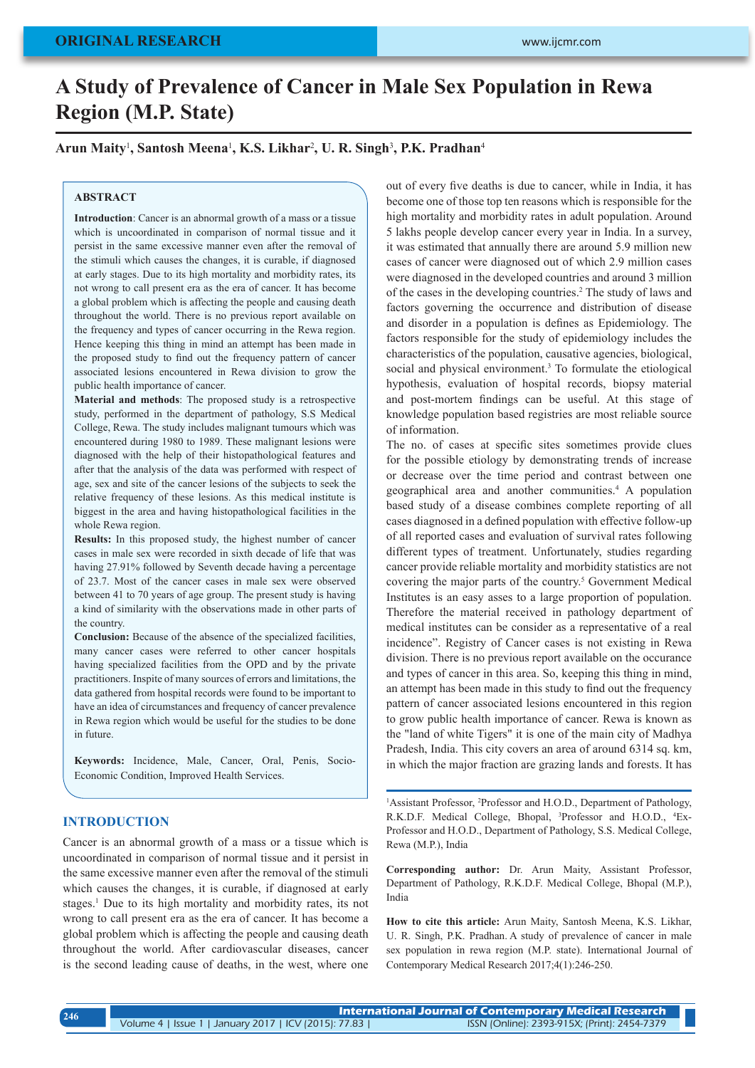ORIGINAL RESEARCH

# A Study of Prevalence of Cancer in Male Sex Population in Rewa Region (M.P. State)

**Arun Maity[1], Santosh Meena[1], K.S. Likhar[2], U. R. Singh[3], P.K. Pradhan[4]**

## ABSTRACT

**Introduction**: Cancer is an abnormal growth of a mass or a tissue which is uncoordinated in comparison of normal tissue and it persist in the same excessive manner even after the removal of the stimuli which causes the changes, it is curable, if diagnosed at early stages. Due to its high mortality and morbidity rates, its not wrong to call present era as the era of cancer. It has become a global problem which is affecting the people and causing death throughout the world. There is no previous report available on the frequency and types of cancer occurring in the Rewa region. Hence keeping this thing in mind an attempt has been made in the proposed study to find out the frequency pattern of cancer associated lesions encountered in Rewa division to grow the public health importance of cancer.

**Material and methods**: The proposed study is a retrospective study, performed in the department of pathology, S.S Medical College, Rewa. The study includes malignant tumours which was encountered during 1980 to 1989. These malignant lesions were diagnosed with the help of their histopathological features and after that the analysis of the data was performed with respect of age, sex and site of the cancer lesions of the subjects to seek the relative frequency of these lesions. As this medical institute is biggest in the area and having histopathological facilities in the whole Rewa region.

**Results:** In this proposed study, the highest number of cancer cases in male sex were recorded in sixth decade of life that was having 27.91% followed by Seventh decade having a percentage of 23.7. Most of the cancer cases in male sex were observed between 41 to 70 years of age group. The present study is having a kind of similarity with the observations made in other parts of the country.

**Conclusion:** Because of the absence of the specialized facilities, many cancer cases were referred to other cancer hospitals having specialized facilities from the OPD and by the private practitioners. Inspite of many sources of errors and limitations, the data gathered from hospital records were found to be important to have an idea of circumstances and frequency of cancer prevalence in Rewa region which would be useful for the studies to be done in future.

**Keywords:** Incidence, Male, Cancer, Oral, Penis, Socio-Economic Condition, Improved Health Services.

## INTRODUCTION

Cancer is an abnormal growth of a mass or a tissue which is uncoordinated in comparison of normal tissue and it persist in the same excessive manner even after the removal of the stimuli which causes the changes, it is curable, if diagnosed at early stages.[1] Due to its high mortality and morbidity rates, its not wrong to call present era as the era of cancer. It has become a global problem which is affecting the people and causing death throughout the world. After cardiovascular diseases, cancer is the second leading cause of deaths, in the west, where one out of every five deaths is due to cancer, while in India, it has become one of those top ten reasons which is responsible for the high mortality and morbidity rates in adult population. Around 5 lakhs people develop cancer every year in India. In a survey, it was estimated that annually there are around 5.9 million new cases of cancer were diagnosed out of which 2.9 million cases were diagnosed in the developed countries and around 3 million of the cases in the developing countries.[2] The study of laws and factors governing the occurrence and distribution of disease and disorder in a population is defines as Epidemiology. The factors responsible for the study of epidemiology includes the characteristics of the population, causative agencies, biological, social and physical environment.[3] To formulate the etiological hypothesis, evaluation of hospital records, biopsy material and post-mortem findings can be useful. At this stage of knowledge population based registries are most reliable source of information.

The no. of cases at specific sites sometimes provide clues for the possible etiology by demonstrating trends of increase or decrease over the time period and contrast between one geographical area and another communities.[4] A population based study of a disease combines complete reporting of all cases diagnosed in a defined population with effective follow-up of all reported cases and evaluation of survival rates following different types of treatment. Unfortunately, studies regarding cancer provide reliable mortality and morbidity statistics are not covering the major parts of the country.[5] Government Medical Institutes is an easy asses to a large proportion of population. Therefore the material received in pathology department of medical institutes can be consider as a representative of a real incidence". Registry of Cancer cases is not existing in Rewa division. There is no previous report available on the occurance and types of cancer in this area. So, keeping this thing in mind, an attempt has been made in this study to find out the frequency pattern of cancer associated lesions encountered in this region to grow public health importance of cancer. Rewa is known as the "land of white Tigers" it is one of the main city of Madhya Pradesh, India. This city covers an area of around 6314 sq. km, in which the major fraction are grazing lands and forests. It has

---

[1]Assistant Professor, [2]Professor and H.O.D., Department of Pathology, R.K.D.F. Medical College, Bhopal, [3]Professor and H.O.D., [4]Ex-Professor and H.O.D., Department of Pathology, S.S. Medical College, Rewa (M.P.), India

**Corresponding author:** Dr. Arun Maity, Assistant Professor, Department of Pathology, R.K.D.F. Medical College, Bhopal (M.P.), India

**How to cite this article:** Arun Maity, Santosh Meena, K.S. Likhar, U. R. Singh, P.K. Pradhan. A study of prevalence of cancer in male sex population in rewa region (M.P. state). International Journal of Contemporary Medical Research 2017;4(1):246-250.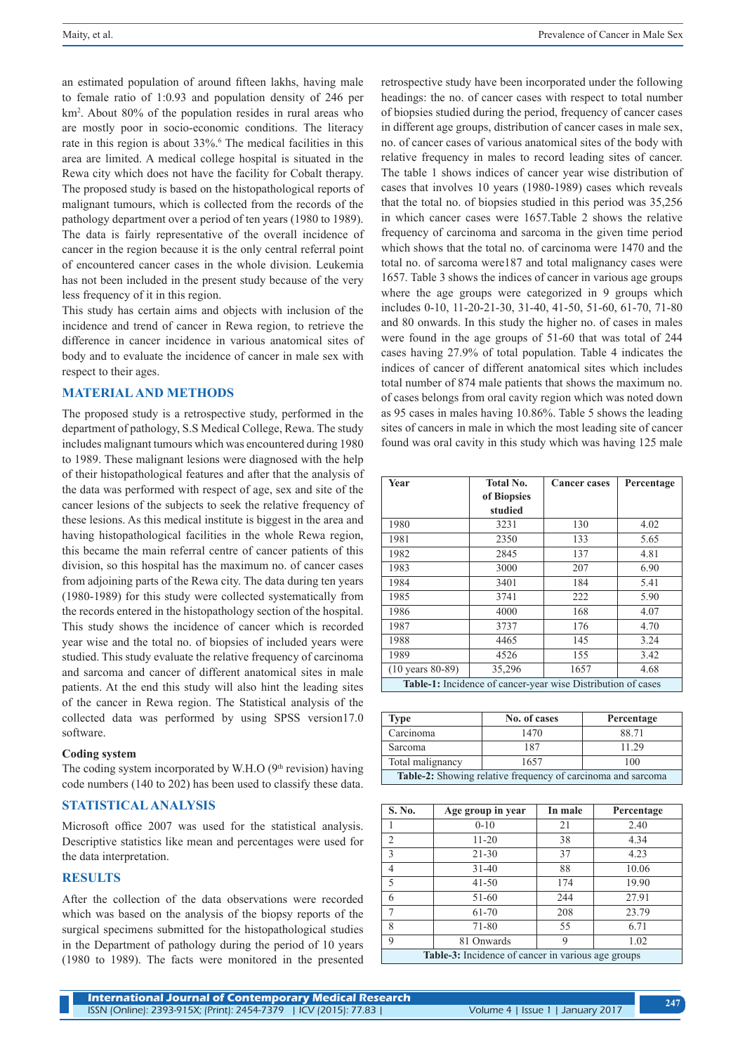an estimated population of around fifteen lakhs, having male to female ratio of 1:0.93 and population density of 246 per km[2]. About 80% of the population resides in rural areas who are mostly poor in socio-economic conditions. The literacy rate in this region is about 33%.[6] The medical facilities in this area are limited. A medical college hospital is situated in the Rewa city which does not have the facility for Cobalt therapy. The proposed study is based on the histopathological reports of malignant tumours, which is collected from the records of the pathology department over a period of ten years (1980 to 1989). The data is fairly representative of the overall incidence of cancer in the region because it is the only central referral point of encountered cancer cases in the whole division. Leukemia has not been included in the present study because of the very less frequency of it in this region.

This study has certain aims and objects with inclusion of the incidence and trend of cancer in Rewa region, to retrieve the difference in cancer incidence in various anatomical sites of body and to evaluate the incidence of cancer in male sex with respect to their ages.

## MATERIAL AND METHODS

The proposed study is a retrospective study, performed in the department of pathology, S.S Medical College, Rewa. The study includes malignant tumours which was encountered during 1980 to 1989. These malignant lesions were diagnosed with the help of their histopathological features and after that the analysis of the data was performed with respect of age, sex and site of the cancer lesions of the subjects to seek the relative frequency of these lesions. As this medical institute is biggest in the area and having histopathological facilities in the whole Rewa region, this became the main referral centre of cancer patients of this division, so this hospital has the maximum no. of cancer cases from adjoining parts of the Rewa city. The data during ten years (1980-1989) for this study were collected systematically from the records entered in the histopathology section of the hospital. This study shows the incidence of cancer which is recorded year wise and the total no. of biopsies of included years were studied. This study evaluate the relative frequency of carcinoma and sarcoma and cancer of different anatomical sites in male patients. At the end this study will also hint the leading sites of the cancer in Rewa region. The Statistical analysis of the collected data was performed by using SPSS version17.0 software.

### Coding system

The coding system incorporated by W.H.O (9th revision) having code numbers (140 to 202) has been used to classify these data.

## STATISTICAL ANALYSIS

Microsoft office 2007 was used for the statistical analysis. Descriptive statistics like mean and percentages were used for the data interpretation.

## RESULTS

After the collection of the data observations were recorded which was based on the analysis of the biopsy reports of the surgical specimens submitted for the histopathological studies in the Department of pathology during the period of 10 years (1980 to 1989). The facts were monitored in the presented retrospective study have been incorporated under the following headings: the no. of cancer cases with respect to total number of biopsies studied during the period, frequency of cancer cases in different age groups, distribution of cancer cases in male sex, no. of cancer cases of various anatomical sites of the body with relative frequency in males to record leading sites of cancer. The table 1 shows indices of cancer year wise distribution of cases that involves 10 years (1980-1989) cases which reveals that the total no. of biopsies studied in this period was 35,256 in which cancer cases were 1657.Table 2 shows the relative frequency of carcinoma and sarcoma in the given time period which shows that the total no. of carcinoma were 1470 and the total no. of sarcoma were187 and total malignancy cases were 1657. Table 3 shows the indices of cancer in various age groups where the age groups were categorized in 9 groups which includes 0-10, 11-20-21-30, 31-40, 41-50, 51-60, 61-70, 71-80 and 80 onwards. In this study the higher no. of cases in males were found in the age groups of 51-60 that was total of 244 cases having 27.9% of total population. Table 4 indicates the indices of cancer of different anatomical sites which includes total number of 874 male patients that shows the maximum no. of cases belongs from oral cavity region which was noted down as 95 cases in males having 10.86%. Table 5 shows the leading sites of cancers in male in which the most leading site of cancer found was oral cavity in this study which was having 125 male

| Year | Total No. of Biopsies studied | Cancer cases | Percentage |
|---|---|---|---|
| 1980 | 3231 | 130 | 4.02 |
| 1981 | 2350 | 133 | 5.65 |
| 1982 | 2845 | 137 | 4.81 |
| 1983 | 3000 | 207 | 6.90 |
| 1984 | 3401 | 184 | 5.41 |
| 1985 | 3741 | 222 | 5.90 |
| 1986 | 4000 | 168 | 4.07 |
| 1987 | 3737 | 176 | 4.70 |
| 1988 | 4465 | 145 | 3.24 |
| 1989 | 4526 | 155 | 3.42 |
| (10 years 80-89) | 35,296 | 1657 | 4.68 |

**Table-1:** Incidence of cancer-year wise Distribution of cases

| Type | No. of cases | Percentage |
|---|---|---|
| Carcinoma | 1470 | 88.71 |
| Sarcoma | 187 | 11.29 |
| Total malignancy | 1657 | 100 |

**Table-2:** Showing relative frequency of carcinoma and sarcoma

| S. No. | Age group in year | In male | Percentage |
|---|---|---|---|
| 1 | 0-10 | 21 | 2.40 |
| 2 | 11-20 | 38 | 4.34 |
| 3 | 21-30 | 37 | 4.23 |
| 4 | 31-40 | 88 | 10.06 |
| 5 | 41-50 | 174 | 19.90 |
| 6 | 51-60 | 244 | 27.91 |
| 7 | 61-70 | 208 | 23.79 |
| 8 | 71-80 | 55 | 6.71 |
| 9 | 81 Onwards | 9 | 1.02 |

**Table-3:** Incidence of cancer in various age groups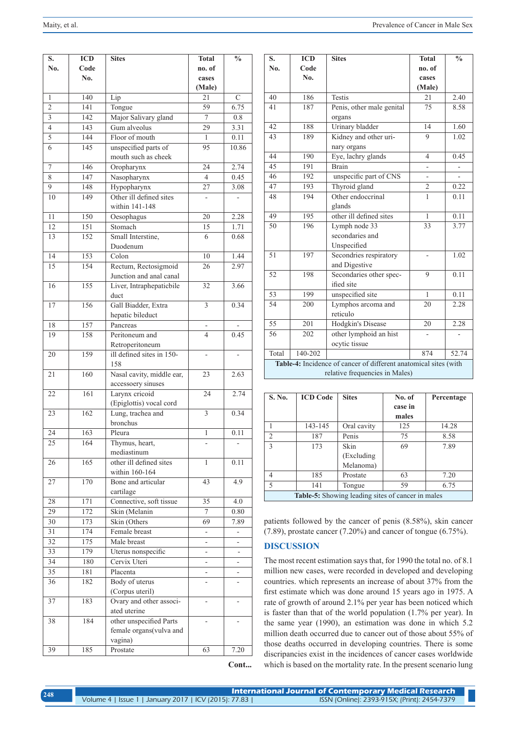| S. No. | ICD Code No. | Sites | Total no. of cases (Male) | % |
|---|---|---|---|---|
| 1 | 140 | Lip | 21 | C |
| 2 | 141 | Tongue | 59 | 6.75 |
| 3 | 142 | Major Salivary gland | 7 | 0.8 |
| 4 | 143 | Gum alveolus | 29 | 3.31 |
| 5 | 144 | Floor of mouth | 1 | 0.11 |
| 6 | 145 | unspecified parts of mouth such as cheek | 95 | 10.86 |
| 7 | 146 | Oropharynx | 24 | 2.74 |
| 8 | 147 | Nasopharynx | 4 | 0.45 |
| 9 | 148 | Hypopharynx | 27 | 3.08 |
| 10 | 149 | Other ill defined sites within 141-148 | - | - |
| 11 | 150 | Oesophagus | 20 | 2.28 |
| 12 | 151 | Stomach | 15 | 1.71 |
| 13 | 152 | Small Interstine, Duodenum | 6 | 0.68 |
| 14 | 153 | Colon | 10 | 1.44 |
| 15 | 154 | Rectum, Rectosigmoid Junction and anal canal | 26 | 2.97 |
| 16 | 155 | Liver, Intraphepaticbile duct | 32 | 3.66 |
| 17 | 156 | Gall Biadder, Extra hepatic bileduct | 3 | 0.34 |
| 18 | 157 | Pancreas | - | - |
| 19 | 158 | Peritoneum and Retroperitoneum | 4 | 0.45 |
| 20 | 159 | ill defined sites in 150-158 | - | - |
| 21 | 160 | Nasal cavity, middle ear, accessoery sinuses | 23 | 2.63 |
| 22 | 161 | Larynx cricoid (Epiglottis) vocal cord | 24 | 2.74 |
| 23 | 162 | Lung, trachea and bronchus | 3 | 0.34 |
| 24 | 163 | Pleura | 1 | 0.11 |
| 25 | 164 | Thymus, heart, mediastinum | - | - |
| 26 | 165 | other ill defined sites within 160-164 | 1 | 0.11 |
| 27 | 170 | Bone and articular cartilage | 43 | 4.9 |
| 28 | 171 | Connective, soft tissue | 35 | 4.0 |
| 29 | 172 | Skin (Melanin | 7 | 0.80 |
| 30 | 173 | Skin (Others | 69 | 7.89 |
| 31 | 174 | Female breast | - | - |
| 32 | 175 | Male breast | - | - |
| 33 | 179 | Uterus nonspecific | - | - |
| 34 | 180 | Cervix Uteri | - | - |
| 35 | 181 | Placenta | - | - |
| 36 | 182 | Body of uterus (Corpus uteril) | - | - |
| 37 | 183 | Ovary and other associated uterine | - | - |
| 38 | 184 | other unspecified Parts female organs(vulva and vagina) | - | - |
| 39 | 185 | Prostate | 63 | 7.20 |
| 40 | 186 | Testis | 21 | 2.40 |
| 41 | 187 | Penis, other male genital organs | 75 | 8.58 |
| 42 | 188 | Urinary bladder | 14 | 1.60 |
| 43 | 189 | Kidney and other urinary organs | 9 | 1.02 |
| 44 | 190 | Eye, lachry glands | 4 | 0.45 |
| 45 | 191 | Brain | - | - |
| 46 | 192 | unspecific part of CNS | - | - |
| 47 | 193 | Thyroid gland | 2 | 0.22 |
| 48 | 194 | Other endoccrinal glands | 1 | 0.11 |
| 49 | 195 | other ill defined sites | 1 | 0.11 |
| 50 | 196 | Lymph node 33 secondaries and Unspecified | 33 | 3.77 |
| 51 | 197 | Secondries respiratory and Digestive | - | 1.02 |
| 52 | 198 | Secondaries other specified site | 9 | 0.11 |
| 53 | 199 | unspecified site | 1 | 0.11 |
| 54 | 200 | Lymphos arcoma and reticulo | 20 | 2.28 |
| 55 | 201 | Hodgkin's Disease | 20 | 2.28 |
| 56 | 202 | other lymphoid an hist ocytic tissue | - | - |
| Total | 140-202 | | 874 | 52.74 |

**Table-4:** Incidence of cancer of different anatomical sites (with relative frequencies in Males)

| S. No. | ICD Code | Sites | No. of case in males | Percentage |
|---|---|---|---|---|
| 1 | 143-145 | Oral cavity | 125 | 14.28 |
| 2 | 187 | Penis | 75 | 8.58 |
| 3 | 173 | Skin (Excluding Melanoma) | 69 | 7.89 |
| 4 | 185 | Prostate | 63 | 7.20 |
| 5 | 141 | Tongue | 59 | 6.75 |

**Table-5:** Showing leading sites of cancer in males

patients followed by the cancer of penis (8.58%), skin cancer (7.89), prostate cancer (7.20%) and cancer of tongue (6.75%).

## DISCUSSION

The most recent estimation says that, for 1990 the total no. of 8.1 million new cases, were recorded in developed and developing countries. which represents an increase of about 37% from the first estimate which was done around 15 years ago in 1975. A rate of growth of around 2.1% per year has been noticed which is faster than that of the world population (1.7% per year). In the same year (1990), an estimation was done in which 5.2 million death occurred due to cancer out of those about 55% of those deaths occurred in developing countries. There is some discripancies exist in the incidences of cancer cases worldwide which is based on the mortality rate. In the present scenario lung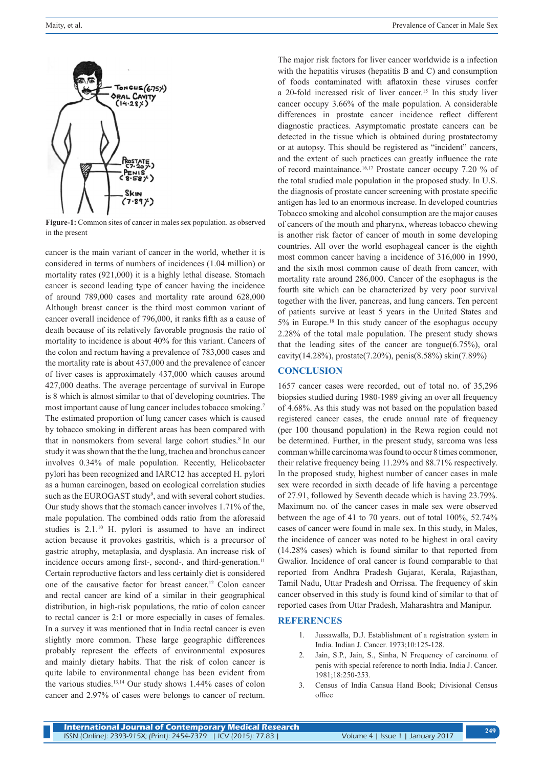Figure-1: Common sites of cancer in males sex population. as observed in the present

cancer is the main variant of cancer in the world, whether it is considered in terms of numbers of incidences (1.04 million) or mortality rates (921,000) it is a highly lethal disease. Stomach cancer is second leading type of cancer having the incidence of around 789,000 cases and mortality rate around 628,000 Although breast cancer is the third most common variant of cancer overall incidence of 796,000, it ranks fifth as a cause of death because of its relatively favorable prognosis the ratio of mortality to incidence is about 40% for this variant. Cancers of the colon and rectum having a prevalence of 783,000 cases and the mortality rate is about 437,000 and the prevalence of cancer of liver cases is approximately 437,000 which causes around 427,000 deaths. The average percentage of survival in Europe is 8 which is almost similar to that of developing countries. The most important cause of lung cancer includes tobacco smoking.[7] The estimated proportion of lung cancer cases which is caused by tobacco smoking in different areas has been compared with that in nonsmokers from several large cohort studies.[8] In our study it was shown that the the lung, trachea and bronchus cancer involves 0.34% of male population. Recently, Helicobacter pylori has been recognized and IARC12 has accepted H. pylori as a human carcinogen, based on ecological correlation studies such as the EUROGAST study[9], and with several cohort studies. Our study shows that the stomach cancer involves 1.71% of the, male population. The combined odds ratio from the aforesaid studies is 2.1.[10] H. pylori is assumed to have an indirect action because it provokes gastritis, which is a precursor of gastric atrophy, metaplasia, and dysplasia. An increase risk of incidence occurs among first-, second-, and third-generation.[11] Certain reproductive factors and less certainly diet is considered one of the causative factor for breast cancer.[12] Colon cancer and rectal cancer are kind of a similar in their geographical distribution, in high-risk populations, the ratio of colon cancer to rectal cancer is 2:1 or more especially in cases of females. In a survey it was mentioned that in India rectal cancer is even slightly more common. These large geographic differences probably represent the effects of environmental exposures and mainly dietary habits. That the risk of colon cancer is quite labile to environmental change has been evident from the various studies.[13,14] Our study shows 1.44% cases of colon cancer and 2.97% of cases were belongs to cancer of rectum.

The major risk factors for liver cancer worldwide is a infection with the hepatitis viruses (hepatitis B and C) and consumption of foods contaminated with aflatoxin these viruses confer a 20-fold increased risk of liver cancer.[15] In this study liver cancer occupy 3.66% of the male population. A considerable differences in prostate cancer incidence reflect different diagnostic practices. Asymptomatic prostate cancers can be detected in the tissue which is obtained during prostatectomy or at autopsy. This should be registered as "incident" cancers, and the extent of such practices can greatly influence the rate of record maintainance.[16,17] Prostate cancer occupy 7.20 % of the total studied male population in the proposed study. In U.S. the diagnosis of prostate cancer screening with prostate specific antigen has led to an enormous increase. In developed countries Tobacco smoking and alcohol consumption are the major causes of cancers of the mouth and pharynx, whereas tobacco chewing is another risk factor of cancer of mouth in some developing countries. All over the world esophageal cancer is the eighth most common cancer having a incidence of 316,000 in 1990, and the sixth most common cause of death from cancer, with mortality rate around 286,000. Cancer of the esophagus is the fourth site which can be characterized by very poor survival together with the liver, pancreas, and lung cancers. Ten percent of patients survive at least 5 years in the United States and 5% in Europe.[18] In this study cancer of the esophagus occupy 2.28% of the total male population. The present study shows that the leading sites of the cancer are tongue(6.75%), oral cavity(14.28%), prostate(7.20%), penis(8.58%) skin(7.89%)

## CONCLUSION

1657 cancer cases were recorded, out of total no. of 35,296 biopsies studied during 1980-1989 giving an over all frequency of 4.68%. As this study was not based on the population based registered cancer cases, the crude annual rate of frequency (per 100 thousand population) in the Rewa region could not be determined. Further, in the present study, sarcoma was less comman whille carcinoma was found to occur 8 times commoner, their relative frequency being 11.29% and 88.71% respectively. In the proposed study, highest number of cancer cases in male sex were recorded in sixth decade of life having a percentage of 27.91, followed by Seventh decade which is having 23.79%. Maximum no. of the cancer cases in male sex were observed between the age of 41 to 70 years. out of total 100%, 52.74% cases of cancer were found in male sex. In this study, in Males, the incidence of cancer was noted to be highest in oral cavity (14.28% cases) which is found similar to that reported from Gwalior. Incidence of oral cancer is found comparable to that reported from Andhra Pradesh Gujarat, Kerala, Rajasthan, Tamil Nadu, Uttar Pradesh and Orrissa. The frequency of skin cancer observed in this study is found kind of similar to that of reported cases from Uttar Pradesh, Maharashtra and Manipur.

## REFERENCES

1. Jussawalla, D.J. Establishment of a registration system in India. Indian J. Cancer. 1973;10:125-128.
2. Jain, S.P., Jain, S., Sinha, N Frequency of carcinoma of penis with special reference to north India. India J. Cancer. 1981;18:250-253.
3. Census of India Cansua Hand Book; Divisional Census office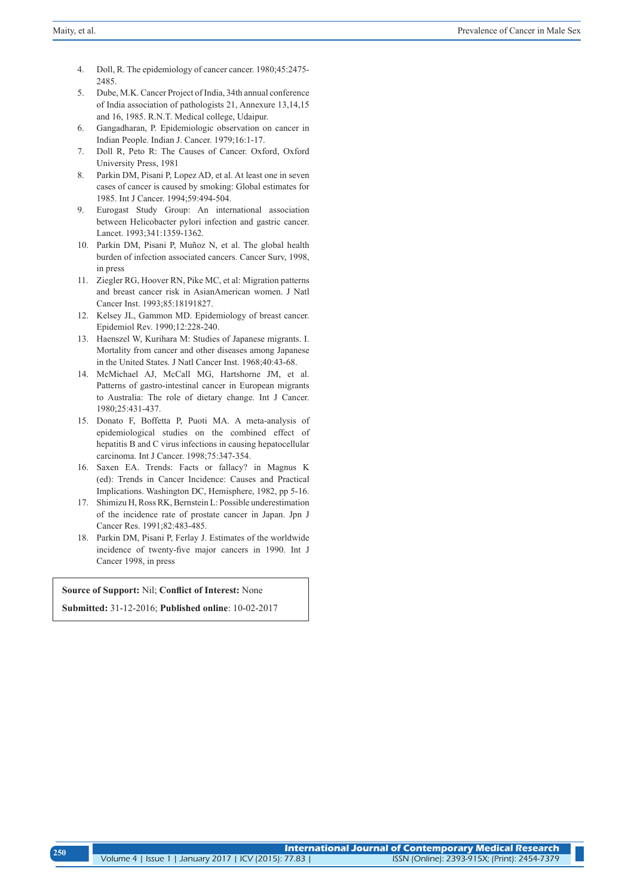4. Doll, R. The epidemiology of cancer cancer. 1980;45:2475-2485.
5. Dube, M.K. Cancer Project of India, 34th annual conference of India association of pathologists 21, Annexure 13,14,15 and 16, 1985. R.N.T. Medical college, Udaipur.
6. Gangadharan, P. Epidemiologic observation on cancer in Indian People. Indian J. Cancer. 1979;16:1-17.
7. Doll R, Peto R: The Causes of Cancer. Oxford, Oxford University Press, 1981
8. Parkin DM, Pisani P, Lopez AD, et al. At least one in seven cases of cancer is caused by smoking: Global estimates for 1985. Int J Cancer. 1994;59:494-504.
9. Eurogast Study Group: An international association between Helicobacter pylori infection and gastric cancer. Lancet. 1993;341:1359-1362.
10. Parkin DM, Pisani P, Muñoz N, et al. The global health burden of infection associated cancers. Cancer Surv, 1998, in press
11. Ziegler RG, Hoover RN, Pike MC, et al: Migration patterns and breast cancer risk in AsianAmerican women. J Natl Cancer Inst. 1993;85:18191827.
12. Kelsey JL, Gammon MD. Epidemiology of breast cancer. Epidemiol Rev. 1990;12:228-240.
13. Haenszel W, Kurihara M: Studies of Japanese migrants. I. Mortality from cancer and other diseases among Japanese in the United States. J Natl Cancer Inst. 1968;40:43-68.
14. McMichael AJ, McCall MG, Hartshorne JM, et al. Patterns of gastro-intestinal cancer in European migrants to Australia: The role of dietary change. Int J Cancer. 1980;25:431-437.
15. Donato F, Boffetta P, Puoti MA. A meta-analysis of epidemiological studies on the combined effect of hepatitis B and C virus infections in causing hepatocellular carcinoma. Int J Cancer. 1998;75:347-354.
16. Saxen EA. Trends: Facts or fallacy? in Magnus K (ed): Trends in Cancer Incidence: Causes and Practical Implications. Washington DC, Hemisphere, 1982, pp 5-16.
17. Shimizu H, Ross RK, Bernstein L: Possible underestimation of the incidence rate of prostate cancer in Japan. Jpn J Cancer Res. 1991;82:483-485.
18. Parkin DM, Pisani P, Ferlay J. Estimates of the worldwide incidence of twenty-five major cancers in 1990. Int J Cancer 1998, in press

**Source of Support:** Nil; **Conflict of Interest:** None

**Submitted:** 31-12-2016; **Published online**: 10-02-2017